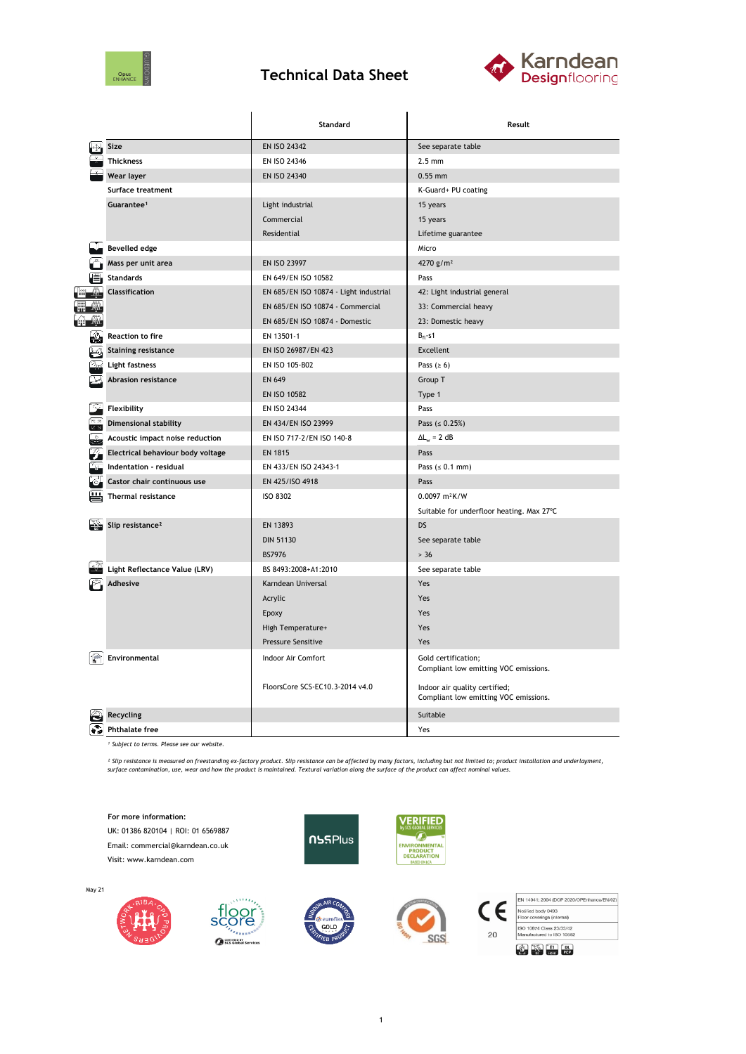# Technical Data Sheet

| | Standard | Result |
|---|---|---|
| **Size** | EN ISO 24342 | See separate table |
| **Thickness** | EN ISO 24346 | 2.5 mm |
| **Wear layer** | EN ISO 24340 | 0.55 mm |
| **Surface treatment** | | K-Guard+ PU coating |
| **Guarantee**[1] | Light industrial | 15 years |
| | Commercial | 15 years |
| | Residential | Lifetime guarantee |
| **Bevelled edge** | | Micro |
| **Mass per unit area** | EN ISO 23997 | 4270 g/m² |
| **Standards** | EN 649/EN ISO 10582 | Pass |
| **Classification** | EN 685/EN ISO 10874 - Light industrial | 42: Light industrial general |
| | EN 685/EN ISO 10874 - Commercial | 33: Commercial heavy |
| | EN 685/EN ISO 10874 - Domestic | 23: Domestic heavy |
| **Reaction to fire** | EN 13501-1 | $B_{fl}$-s1 |
| **Staining resistance** | EN ISO 26987/EN 423 | Excellent |
| **Light fastness** | EN ISO 105-B02 | Pass (≥ 6) |
| **Abrasion resistance** | EN 649 | Group T |
| | EN ISO 10582 | Type 1 |
| **Flexibility** | EN ISO 24344 | Pass |
| **Dimensional stability** | EN 434/EN ISO 23999 | Pass (≤ 0.25%) |
| **Acoustic impact noise reduction** | EN ISO 717-2/EN ISO 140-8 | $\Delta L_w$ = 2 dB |
| **Electrical behaviour body voltage** | EN 1815 | Pass |
| **Indentation - residual** | EN 433/EN ISO 24343-1 | Pass (≤ 0.1 mm) |
| **Castor chair continuous use** | EN 425/ISO 4918 | Pass |
| **Thermal resistance** | ISO 8302 | 0.0097 m²K/W |
| | | Suitable for underfloor heating. Max 27°C |
| **Slip resistance**[2] | EN 13893 | DS |
| | DIN 51130 | See separate table |
| | BS7976 | > 36 |
| **Light Reflectance Value (LRV)** | BS 8493:2008+A1:2010 | See separate table |
| **Adhesive** | Karndean Universal | Yes |
| | Acrylic | Yes |
| | Epoxy | Yes |
| | High Temperature+ | Yes |
| | Pressure Sensitive | Yes |
| **Environmental** | Indoor Air Comfort | Gold certification; Compliant low emitting VOC emissions. |
| | FloorsCore SCS-EC10.3-2014 v4.0 | Indoor air quality certified; Compliant low emitting VOC emissions. |
| **Recycling** | | Suitable |
| **Phthalate free** | | Yes |

*[1] Subject to terms. Please see our website.*

*[2] Slip resistance is measured on freestanding ex-factory product. Slip resistance can be affected by many factors, including but not limited to; product installation and underlayment, surface contamination, use, wear and how the product is maintained. Textural variation along the surface of the product can affect nominal values.*

**For more information:**

UK: 01386 820104 | ROI: 01 6569887

Email: commercial@karndean.co.uk

Visit: www.karndean.com

May 21

EN 14041: 2004 (DOP 2020/OPEnhance/EN/02)
Notified body 0493
Floor coverings (internal)
ISO 10874 Class 23/33/42
Manufactured to ISO 10582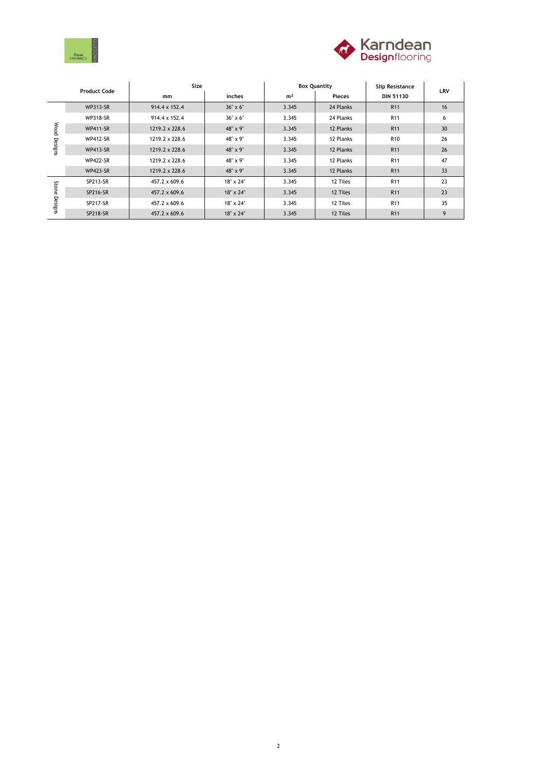| | Product Code | Size | | Box Quantity | | Slip Resistance | LRV |
|---|---|---|---|---|---|---|---|
| | | mm | inches | m² | Pieces | DIN 51130 | |
| Wood Designs | WP313-SR | 914.4 x 152.4 | 36" x 6" | 3.345 | 24 Planks | R11 | 16 |
| | WP318-SR | 914.4 x 152.4 | 36" x 6" | 3.345 | 24 Planks | R11 | 6 |
| | WP411-SR | 1219.2 x 228.6 | 48" x 9" | 3.345 | 12 Planks | R11 | 30 |
| | WP412-SR | 1219.2 x 228.6 | 48" x 9" | 3.345 | 12 Planks | R10 | 26 |
| | WP413-SR | 1219.2 x 228.6 | 48" x 9" | 3.345 | 12 Planks | R11 | 26 |
| | WP422-SR | 1219.2 x 228.6 | 48" x 9" | 3.345 | 12 Planks | R11 | 47 |
| | WP423-SR | 1219.2 x 228.6 | 48" x 9" | 3.345 | 12 Planks | R11 | 33 |
| Stone Designs | SP213-SR | 457.2 x 609.6 | 18" x 24" | 3.345 | 12 Tiles | R11 | 23 |
| | SP216-SR | 457.2 x 609.6 | 18" x 24" | 3.345 | 12 Tiles | R11 | 23 |
| | SP217-SR | 457.2 x 609.6 | 18" x 24" | 3.345 | 12 Tiles | R11 | 35 |
| | SP218-SR | 457.2 x 609.6 | 18" x 24" | 3.345 | 12 Tiles | R11 | 9 |